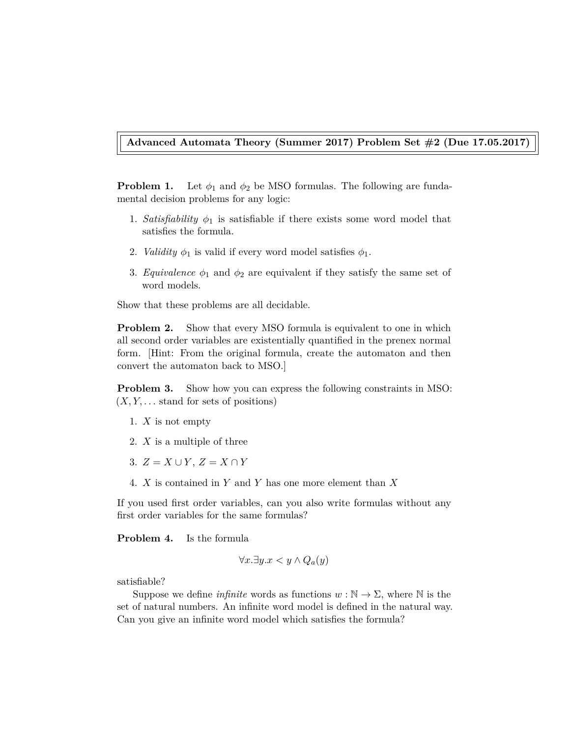**Advanced Automata Theory (Summer 2017) Problem Set #2 (Due 17.05.2017)**

**Problem 1.** Let $\phi_1$ and $\phi_2$ be MSO formulas. The following are fundamental decision problems for any logic:

1. *Satisfiability* $\phi_1$ is satisfiable if there exists some word model that satisfies the formula.
2. *Validity* $\phi_1$ is valid if every word model satisfies $\phi_1$.
3. *Equivalence* $\phi_1$ and $\phi_2$ are equivalent if they satisfy the same set of word models.

Show that these problems are all decidable.

**Problem 2.** Show that every MSO formula is equivalent to one in which all second order variables are existentially quantified in the prenex normal form. [Hint: From the original formula, create the automaton and then convert the automaton back to MSO.]

**Problem 3.** Show how you can express the following constraints in MSO: ($X, Y, \ldots$ stand for sets of positions)

1. $X$ is not empty
2. $X$ is a multiple of three
3. $Z = X \cup Y$, $Z = X \cap Y$
4. $X$ is contained in $Y$ and $Y$ has one more element than $X$

If you used first order variables, can you also write formulas without any first order variables for the same formulas?

**Problem 4.** Is the formula

$$\forall x. \exists y. x < y \wedge Q_a(y)$$

satisfiable?

Suppose we define *infinite* words as functions $w : \mathbb{N} \to \Sigma$, where $\mathbb{N}$ is the set of natural numbers. An infinite word model is defined in the natural way. Can you give an infinite word model which satisfies the formula?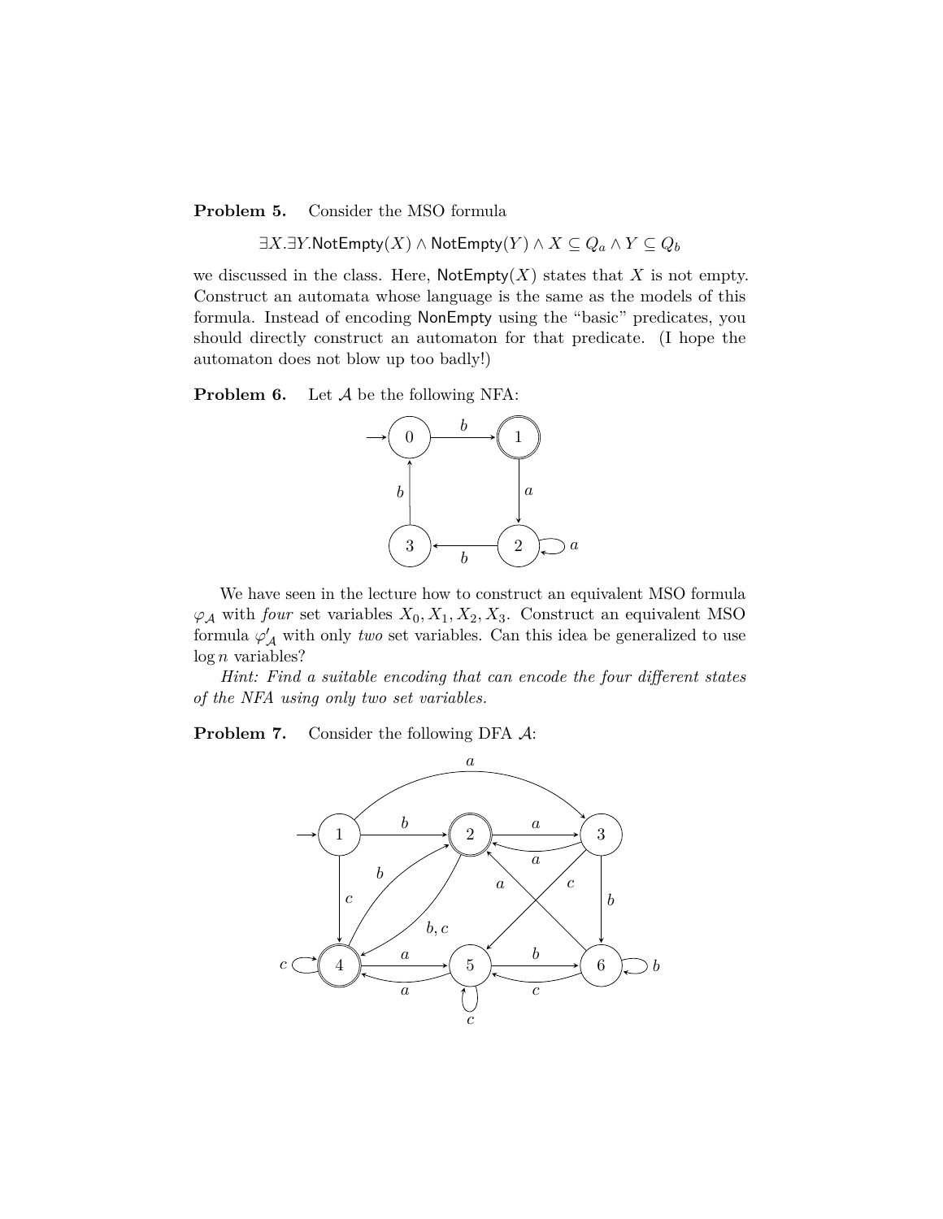**Problem 5.** Consider the MSO formula

$$\exists X.\exists Y.\mathsf{NotEmpty}(X) \wedge \mathsf{NotEmpty}(Y) \wedge X \subseteq Q_a \wedge Y \subseteq Q_b$$

we discussed in the class. Here, $\mathsf{NotEmpty}(X)$ states that $X$ is not empty. Construct an automata whose language is the same as the models of this formula. Instead of encoding $\mathsf{NonEmpty}$ using the "basic" predicates, you should directly construct an automaton for that predicate. (I hope the automaton does not blow up too badly!)

**Problem 6.** Let $\mathcal{A}$ be the following NFA:

We have seen in the lecture how to construct an equivalent MSO formula $\varphi_{\mathcal{A}}$ with *four* set variables $X_0, X_1, X_2, X_3$. Construct an equivalent MSO formula $\varphi'_{\mathcal{A}}$ with only *two* set variables. Can this idea be generalized to use $\log n$ variables?

*Hint: Find a suitable encoding that can encode the four different states of the NFA using only two set variables.*

**Problem 7.** Consider the following DFA $\mathcal{A}$: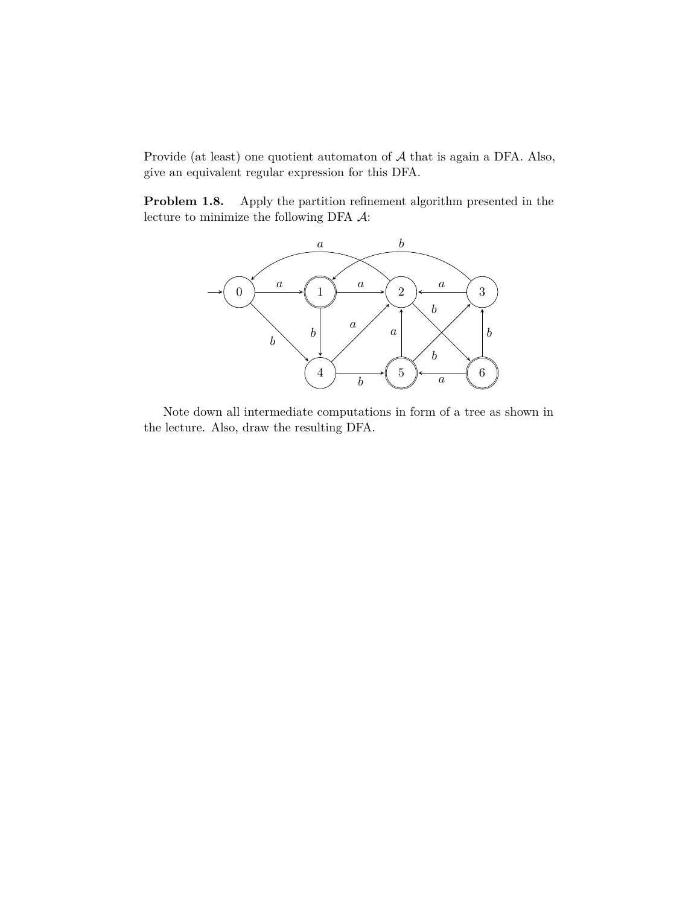Provide (at least) one quotient automaton of $\mathcal{A}$ that is again a DFA. Also, give an equivalent regular expression for this DFA.

**Problem 1.8.** Apply the partition refinement algorithm presented in the lecture to minimize the following DFA $\mathcal{A}$:

Note down all intermediate computations in form of a tree as shown in the lecture. Also, draw the resulting DFA.